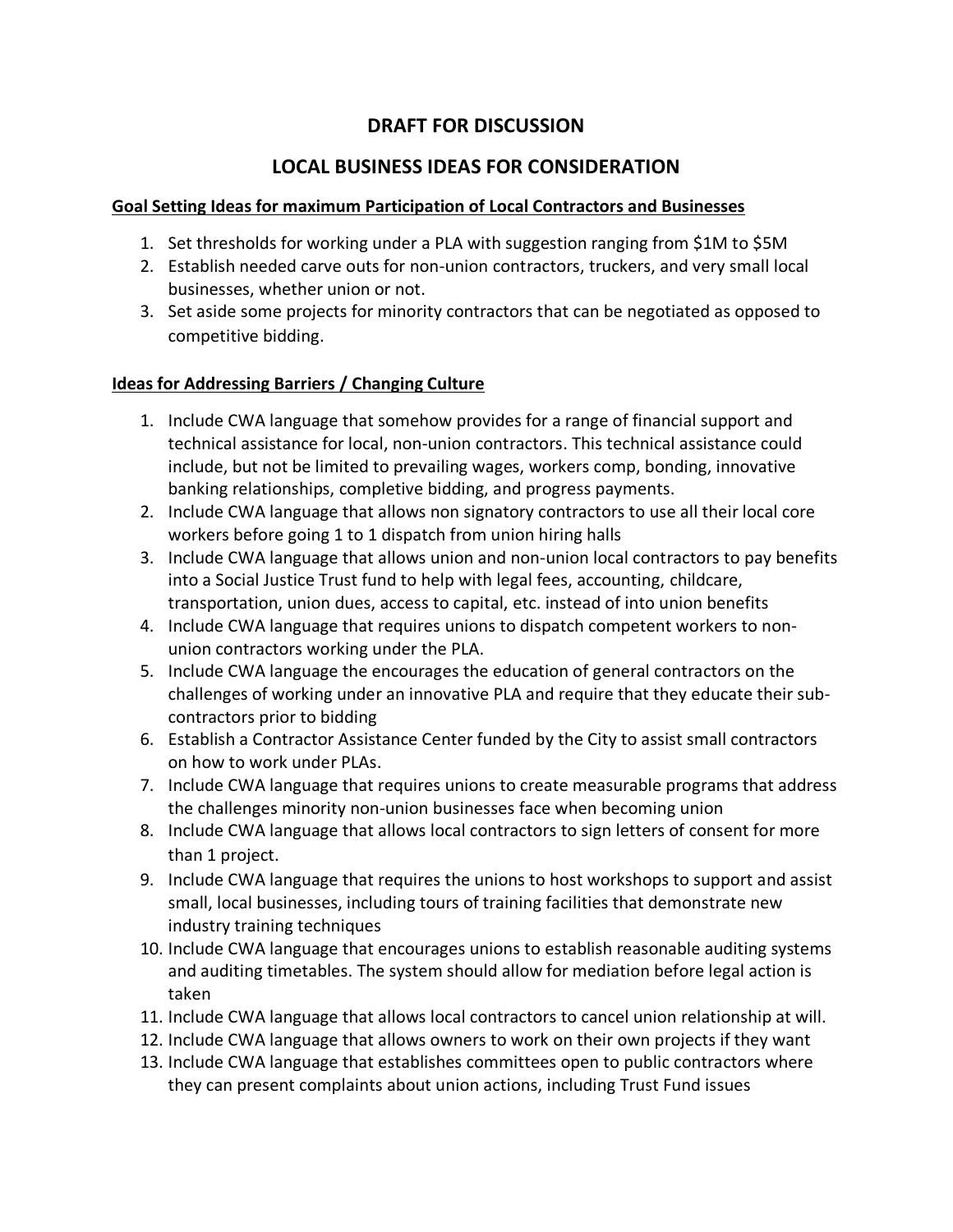# DRAFT FOR DISCUSSION

# LOCAL BUSINESS IDEAS FOR CONSIDERATION

**Goal Setting Ideas for maximum Participation of Local Contractors and Businesses**

1. Set thresholds for working under a PLA with suggestion ranging from $1M to $5M
2. Establish needed carve outs for non-union contractors, truckers, and very small local businesses, whether union or not.
3. Set aside some projects for minority contractors that can be negotiated as opposed to competitive bidding.

**Ideas for Addressing Barriers / Changing Culture**

1. Include CWA language that somehow provides for a range of financial support and technical assistance for local, non-union contractors. This technical assistance could include, but not be limited to prevailing wages, workers comp, bonding, innovative banking relationships, completive bidding, and progress payments.
2. Include CWA language that allows non signatory contractors to use all their local core workers before going 1 to 1 dispatch from union hiring halls
3. Include CWA language that allows union and non-union local contractors to pay benefits into a Social Justice Trust fund to help with legal fees, accounting, childcare, transportation, union dues, access to capital, etc. instead of into union benefits
4. Include CWA language that requires unions to dispatch competent workers to non-union contractors working under the PLA.
5. Include CWA language the encourages the education of general contractors on the challenges of working under an innovative PLA and require that they educate their sub-contractors prior to bidding
6. Establish a Contractor Assistance Center funded by the City to assist small contractors on how to work under PLAs.
7. Include CWA language that requires unions to create measurable programs that address the challenges minority non-union businesses face when becoming union
8. Include CWA language that allows local contractors to sign letters of consent for more than 1 project.
9. Include CWA language that requires the unions to host workshops to support and assist small, local businesses, including tours of training facilities that demonstrate new industry training techniques
10. Include CWA language that encourages unions to establish reasonable auditing systems and auditing timetables. The system should allow for mediation before legal action is taken
11. Include CWA language that allows local contractors to cancel union relationship at will.
12. Include CWA language that allows owners to work on their own projects if they want
13. Include CWA language that establishes committees open to public contractors where they can present complaints about union actions, including Trust Fund issues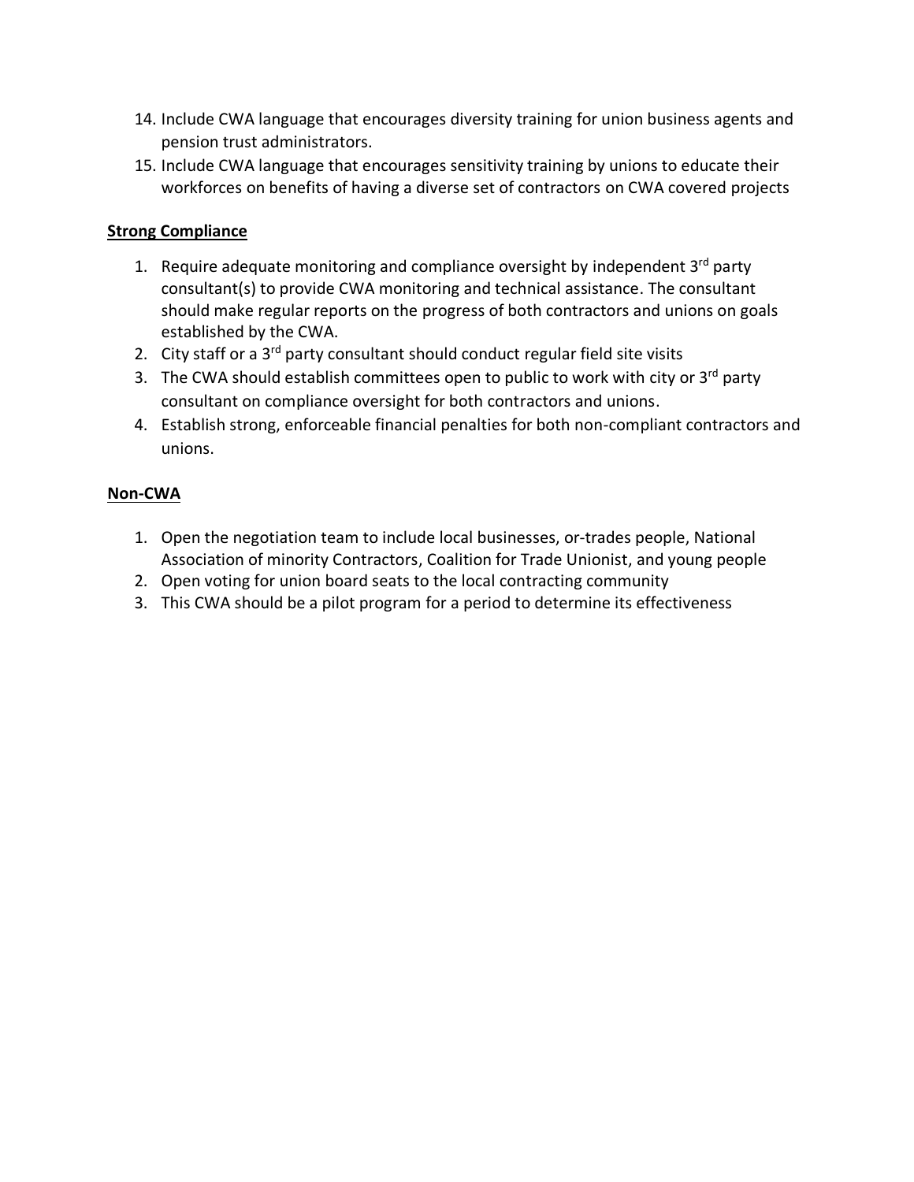14. Include CWA language that encourages diversity training for union business agents and pension trust administrators.
15. Include CWA language that encourages sensitivity training by unions to educate their workforces on benefits of having a diverse set of contractors on CWA covered projects

**Strong Compliance**

1. Require adequate monitoring and compliance oversight by independent 3rd party consultant(s) to provide CWA monitoring and technical assistance. The consultant should make regular reports on the progress of both contractors and unions on goals established by the CWA.
2. City staff or a 3rd party consultant should conduct regular field site visits
3. The CWA should establish committees open to public to work with city or 3rd party consultant on compliance oversight for both contractors and unions.
4. Establish strong, enforceable financial penalties for both non-compliant contractors and unions.

**Non-CWA**

1. Open the negotiation team to include local businesses, or-trades people, National Association of minority Contractors, Coalition for Trade Unionist, and young people
2. Open voting for union board seats to the local contracting community
3. This CWA should be a pilot program for a period to determine its effectiveness